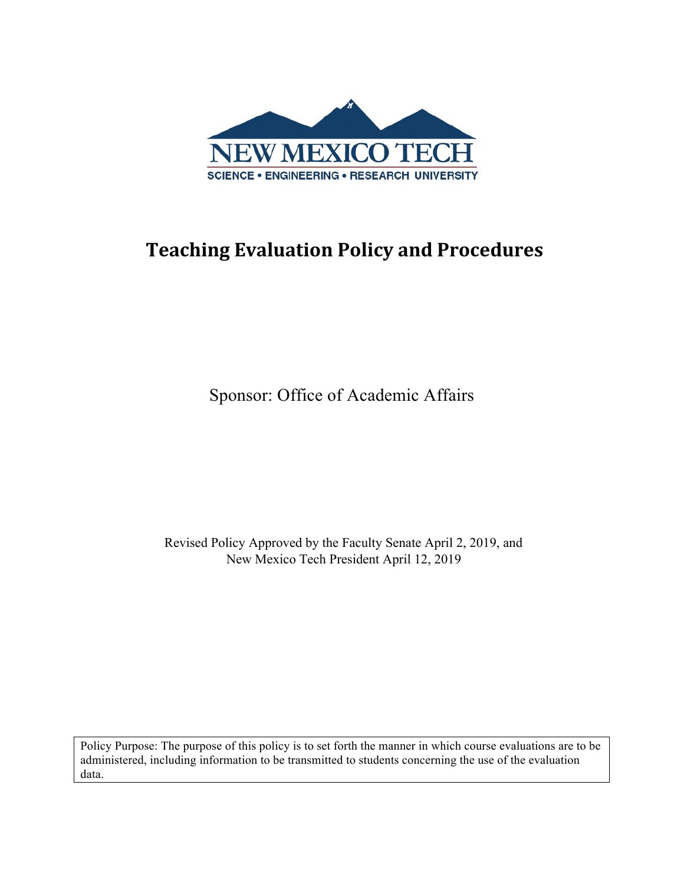NEW MEXICO TECH

SCIENCE • ENGINEERING • RESEARCH UNIVERSITY

# Teaching Evaluation Policy and Procedures

Sponsor: Office of Academic Affairs

Revised Policy Approved by the Faculty Senate April 2, 2019, and
New Mexico Tech President April 12, 2019

Policy Purpose: The purpose of this policy is to set forth the manner in which course evaluations are to be administered, including information to be transmitted to students concerning the use of the evaluation data.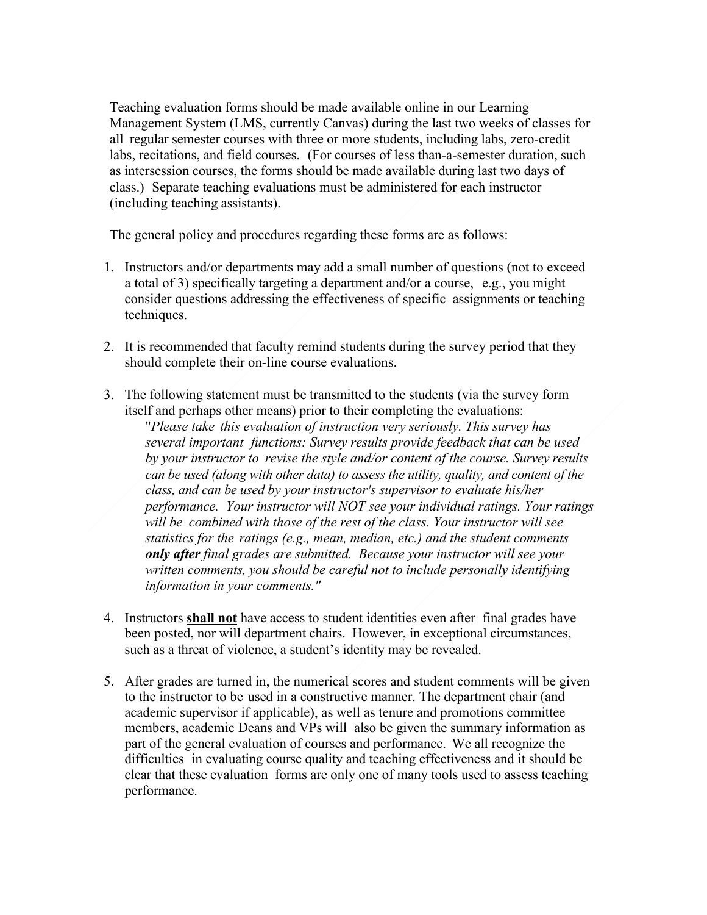Teaching evaluation forms should be made available online in our Learning Management System (LMS, currently Canvas) during the last two weeks of classes for all regular semester courses with three or more students, including labs, zero-credit labs, recitations, and field courses. (For courses of less than-a-semester duration, such as intersession courses, the forms should be made available during last two days of class.) Separate teaching evaluations must be administered for each instructor (including teaching assistants).

The general policy and procedures regarding these forms are as follows:

1. Instructors and/or departments may add a small number of questions (not to exceed a total of 3) specifically targeting a department and/or a course, e.g., you might consider questions addressing the effectiveness of specific assignments or teaching techniques.

2. It is recommended that faculty remind students during the survey period that they should complete their on-line course evaluations.

3. The following statement must be transmitted to the students (via the survey form itself and perhaps other means) prior to their completing the evaluations:
   "*Please take this evaluation of instruction very seriously. This survey has several important functions: Survey results provide feedback that can be used by your instructor to revise the style and/or content of the course. Survey results can be used (along with other data) to assess the utility, quality, and content of the class, and can be used by your instructor's supervisor to evaluate his/her performance. Your instructor will NOT see your individual ratings. Your ratings will be combined with those of the rest of the class. Your instructor will see statistics for the ratings (e.g., mean, median, etc.) and the student comments* ***only after*** *final grades are submitted. Because your instructor will see your written comments, you should be careful not to include personally identifying information in your comments.*"

4. Instructors **<u>shall not</u>** have access to student identities even after final grades have been posted, nor will department chairs. However, in exceptional circumstances, such as a threat of violence, a student's identity may be revealed.

5. After grades are turned in, the numerical scores and student comments will be given to the instructor to be used in a constructive manner. The department chair (and academic supervisor if applicable), as well as tenure and promotions committee members, academic Deans and VPs will also be given the summary information as part of the general evaluation of courses and performance. We all recognize the difficulties in evaluating course quality and teaching effectiveness and it should be clear that these evaluation forms are only one of many tools used to assess teaching performance.